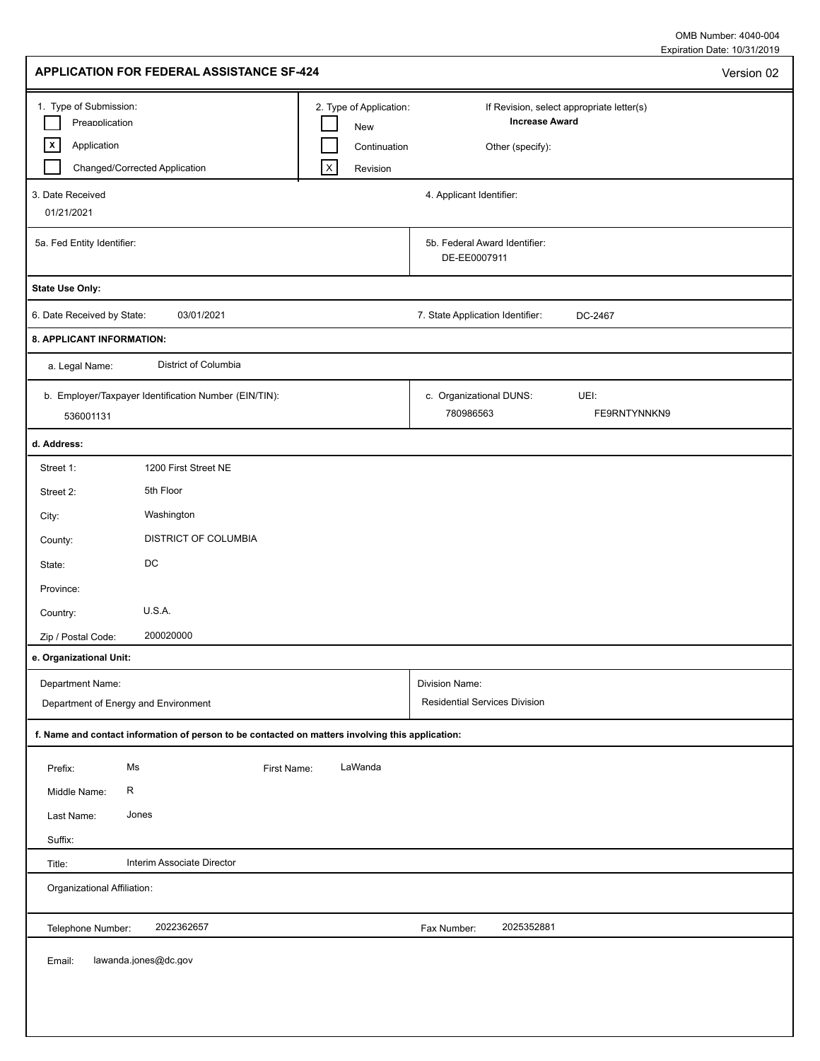OMB Number: 4040-004
Expiration Date: 10/31/2019

# APPLICATION FOR FEDERAL ASSISTANCE SF-424

Version 02

| 1. Type of Submission: | 2. Type of Application: | If Revision, select appropriate letter(s) |
|---|---|---|
| [ ] Preapplication | [ ] New | Increase Award |
| [x] Application | [ ] Continuation | Other (specify): |
| [ ] Changed/Corrected Application | [X] Revision | |

| 3. Date Received | 4. Applicant Identifier: |
|---|---|
| 01/21/2021 | |

| 5a. Fed Entity Identifier: | 5b. Federal Award Identifier: |
|---|---|
| | DE-EE0007911 |

**State Use Only:**

| 6. Date Received by State: | 03/01/2021 | 7. State Application Identifier: | DC-2467 |
|---|---|---|---|

**8. APPLICANT INFORMATION:**

a. Legal Name: District of Columbia

| b. Employer/Taxpayer Identification Number (EIN/TIN): | c. Organizational DUNS: | UEI: |
|---|---|---|
| 536001131 | 780986563 | FE9RNTYNNKN9 |

**d. Address:**

| | |
|---|---|
| Street 1: | 1200 First Street NE |
| Street 2: | 5th Floor |
| City: | Washington |
| County: | DISTRICT OF COLUMBIA |
| State: | DC |
| Province: | |
| Country: | U.S.A. |
| Zip / Postal Code: | 200020000 |

**e. Organizational Unit:**

| Department Name: | Division Name: |
|---|---|
| Department of Energy and Environment | Residential Services Division |

**f. Name and contact information of person to be contacted on matters involving this application:**

| | | | |
|---|---|---|---|
| Prefix: | Ms | First Name: | LaWanda |
| Middle Name: | R | | |
| Last Name: | Jones | | |
| Suffix: | | | |

Title: Interim Associate Director

Organizational Affiliation:

| Telephone Number: | 2022362657 | Fax Number: | 2025352881 |
|---|---|---|---|

Email: lawanda.jones@dc.gov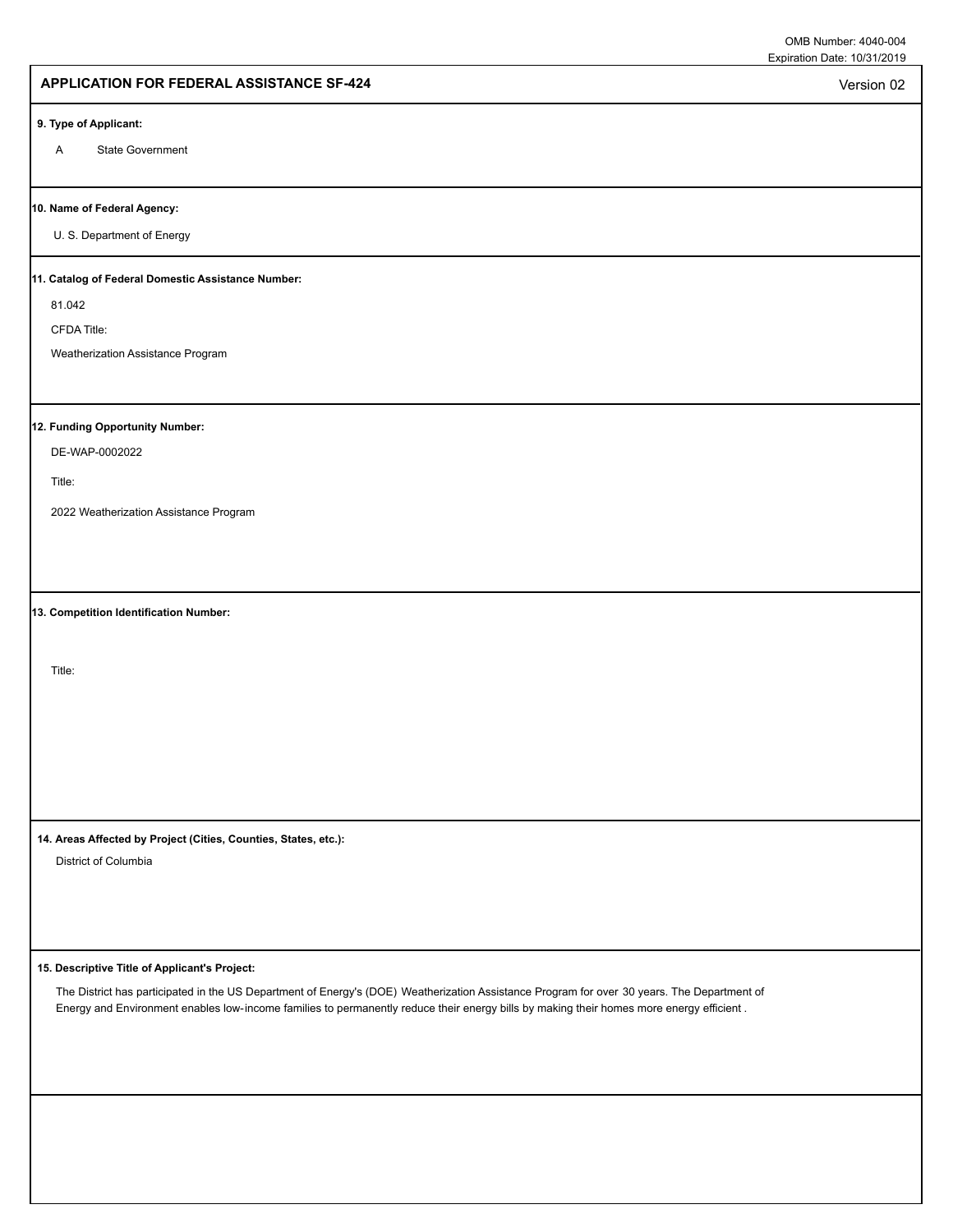OMB Number: 4040-004
Expiration Date: 10/31/2019

## APPLICATION FOR FEDERAL ASSISTANCE SF-424

Version 02

**9. Type of Applicant:**

A State Government

**10. Name of Federal Agency:**

U. S. Department of Energy

**11. Catalog of Federal Domestic Assistance Number:**

81.042

CFDA Title:

Weatherization Assistance Program

**12. Funding Opportunity Number:**

DE-WAP-0002022

Title:

2022 Weatherization Assistance Program

**13. Competition Identification Number:**

Title:

**14. Areas Affected by Project (Cities, Counties, States, etc.):**

District of Columbia

**15. Descriptive Title of Applicant's Project:**

The District has participated in the US Department of Energy's (DOE) Weatherization Assistance Program for over 30 years. The Department of Energy and Environment enables low-income families to permanently reduce their energy bills by making their homes more energy efficient .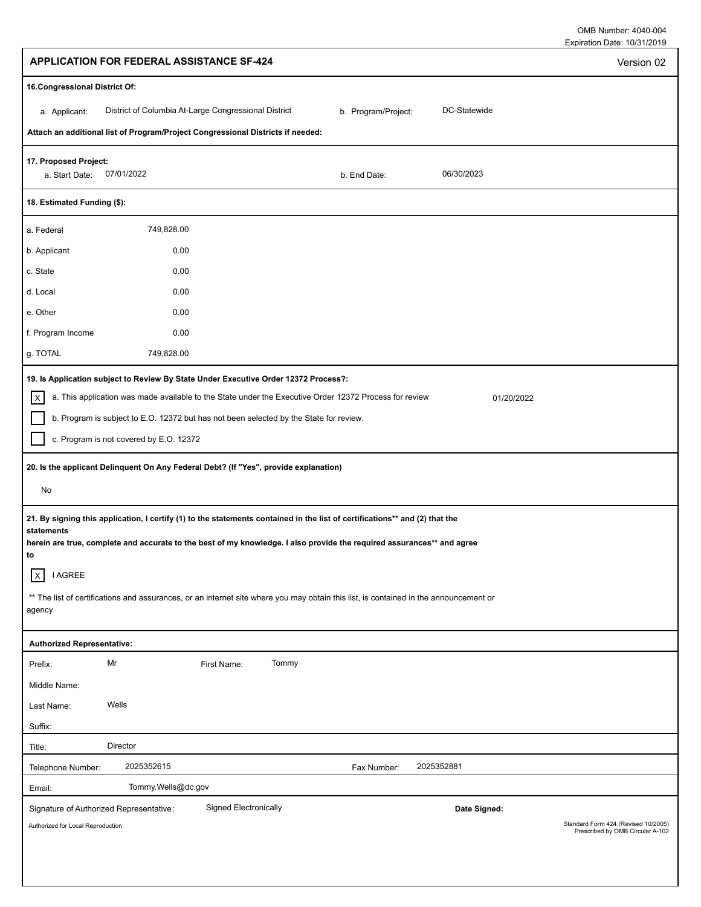OMB Number: 4040-004
Expiration Date: 10/31/2019

## APPLICATION FOR FEDERAL ASSISTANCE SF-424

Version 02

**16.Congressional District Of:**

| | | | |
|---|---|---|---|
| a. Applicant: | District of Columbia At-Large Congressional District | b. Program/Project: | DC-Statewide |

**Attach an additional list of Program/Project Congressional Districts if needed:**

**17. Proposed Project:**

| | | | |
|---|---|---|---|
| a. Start Date: | 07/01/2022 | b. End Date: | 06/30/2023 |

**18. Estimated Funding ($):**

| | |
|---|---|
| a. Federal | 749,828.00 |
| b. Applicant | 0.00 |
| c. State | 0.00 |
| d. Local | 0.00 |
| e. Other | 0.00 |
| f. Program Income | 0.00 |
| g. TOTAL | 749,828.00 |

**19. Is Application subject to Review By State Under Executive Order 12372 Process?:**

- [X] a. This application was made available to the State under the Executive Order 12372 Process for review 01/20/2022
- [ ] b. Program is subject to E.O. 12372 but has not been selected by the State for review.
- [ ] c. Program is not covered by E.O. 12372

**20. Is the applicant Delinquent On Any Federal Debt? (If "Yes", provide explanation)**

No

**21. By signing this application, I certify (1) to the statements contained in the list of certifications** and (2) that the statements herein are true, complete and accurate to the best of my knowledge. I also provide the required assurances** and agree to**

- [X] I AGREE

** The list of certifications and assurances, or an internet site where you may obtain this list, is contained in the announcement or agency

**Authorized Representative:**

| | | | |
|---|---|---|---|
| Prefix: | Mr | First Name: | Tommy |
| Middle Name: | | | |
| Last Name: | Wells | | |
| Suffix: | | | |
| Title: | Director | | |
| Telephone Number: | 2025352615 | Fax Number: | 2025352881 |
| Email: | Tommy.Wells@dc.gov | | |
| Signature of Authorized Representative: | Signed Electronically | **Date Signed:** | |

Authorized for Local Reproduction

Standard Form 424 (Revised 10/2005)
Prescribed by OMB Circular A-102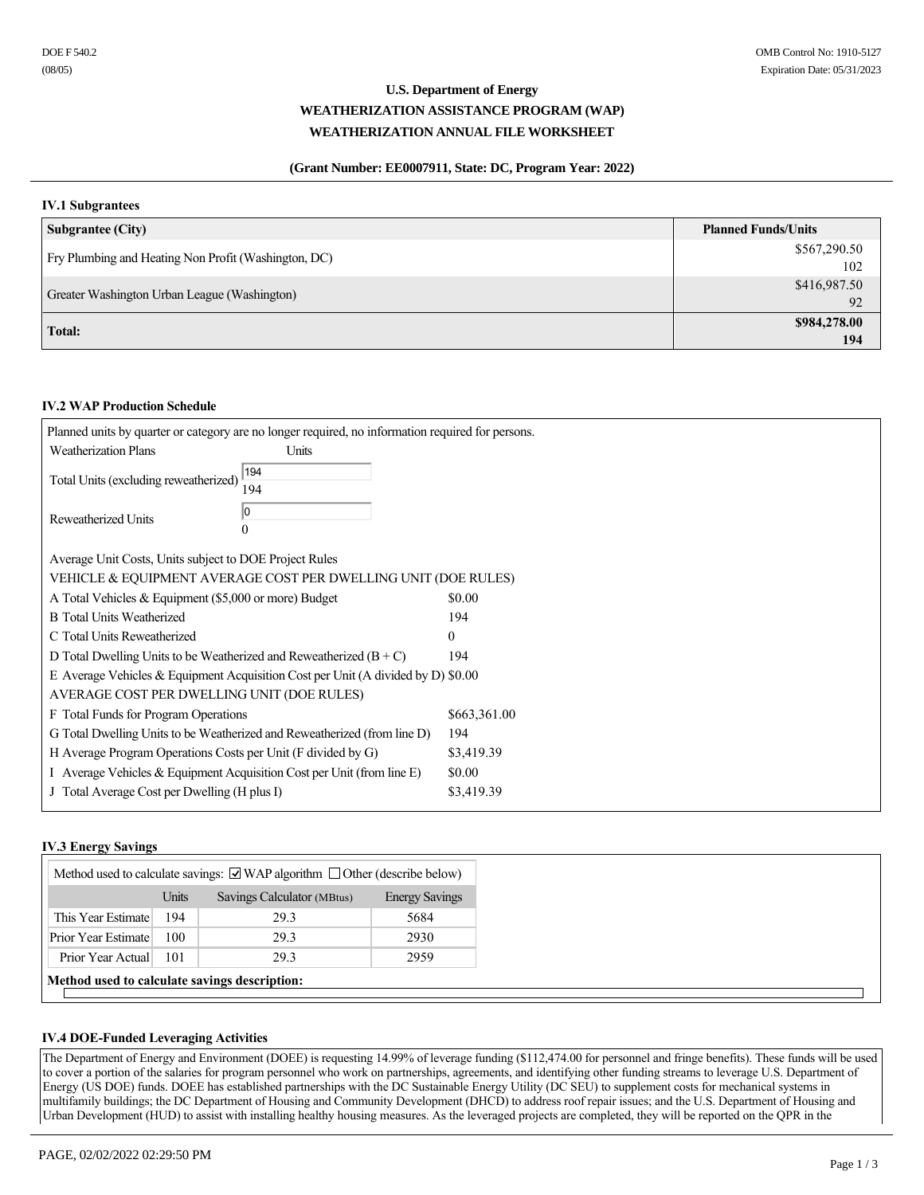DOE F 540.2
(08/05)

OMB Control No: 1910-5127
Expiration Date: 05/31/2023

# U.S. Department of Energy
## WEATHERIZATION ASSISTANCE PROGRAM (WAP)
## WEATHERIZATION ANNUAL FILE WORKSHEET

**(Grant Number: EE0007911, State: DC, Program Year: 2022)**

### IV.1 Subgrantees

| Subgrantee (City) | Planned Funds/Units |
|---|---|
| Fry Plumbing and Heating Non Profit (Washington, DC) | $567,290.50<br>102 |
| Greater Washington Urban League (Washington) | $416,987.50<br>92 |
| **Total:** | **$984,278.00**<br>**194** |

### IV.2 WAP Production Schedule

Planned units by quarter or category are no longer required, no information required for persons.

| Weatherization Plans | Units |
|---|---|
| Total Units (excluding reweatherized) | 194<br>194 |
| Reweatherized Units | 0<br>0 |

Average Unit Costs, Units subject to DOE Project Rules

| VEHICLE & EQUIPMENT AVERAGE COST PER DWELLING UNIT (DOE RULES) | |
|---|---|
| A Total Vehicles & Equipment ($5,000 or more) Budget | $0.00 |
| B Total Units Weatherized | 194 |
| C Total Units Reweatherized | 0 |
| D Total Dwelling Units to be Weatherized and Reweatherized (B + C) | 194 |
| E Average Vehicles & Equipment Acquisition Cost per Unit (A divided by D) | $0.00 |
| **AVERAGE COST PER DWELLING UNIT (DOE RULES)** | |
| F Total Funds for Program Operations | $663,361.00 |
| G Total Dwelling Units to be Weatherized and Reweatherized (from line D) | 194 |
| H Average Program Operations Costs per Unit (F divided by G) | $3,419.39 |
| I Average Vehicles & Equipment Acquisition Cost per Unit (from line E) | $0.00 |
| J Total Average Cost per Dwelling (H plus I) | $3,419.39 |

### IV.3 Energy Savings

Method used to calculate savings: ☑ WAP algorithm ☐ Other (describe below)

| | Units | Savings Calculator (MBtus) | Energy Savings |
|---|---|---|---|
| This Year Estimate | 194 | 29.3 | 5684 |
| Prior Year Estimate | 100 | 29.3 | 2930 |
| Prior Year Actual | 101 | 29.3 | 2959 |

**Method used to calculate savings description:**

### IV.4 DOE-Funded Leveraging Activities

The Department of Energy and Environment (DOEE) is requesting 14.99% of leverage funding ($112,474.00 for personnel and fringe benefits). These funds will be used to cover a portion of the salaries for program personnel who work on partnerships, agreements, and identifying other funding streams to leverage U.S. Department of Energy (US DOE) funds. DOEE has established partnerships with the DC Sustainable Energy Utility (DC SEU) to supplement costs for mechanical systems in multifamily buildings; the DC Department of Housing and Community Development (DHCD) to address roof repair issues; and the U.S. Department of Housing and Urban Development (HUD) to assist with installing healthy housing measures. As the leveraged projects are completed, they will be reported on the QPR in the

PAGE, 02/02/2022 02:29:50 PM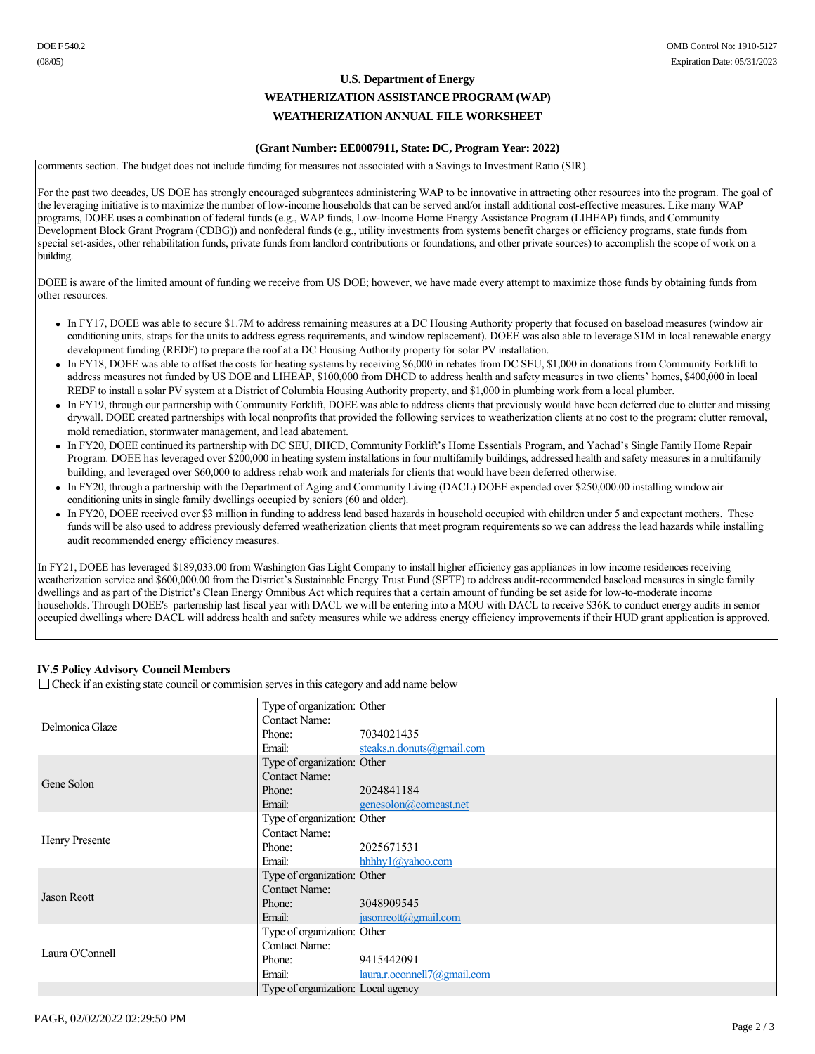**U.S. Department of Energy**

**WEATHERIZATION ASSISTANCE PROGRAM (WAP)**

**WEATHERIZATION ANNUAL FILE WORKSHEET**

**(Grant Number: EE0007911, State: DC, Program Year: 2022)**

comments section. The budget does not include funding for measures not associated with a Savings to Investment Ratio (SIR).

For the past two decades, US DOE has strongly encouraged subgrantees administering WAP to be innovative in attracting other resources into the program. The goal of the leveraging initiative is to maximize the number of low-income households that can be served and/or install additional cost-effective measures. Like many WAP programs, DOEE uses a combination of federal funds (e.g., WAP funds, Low-Income Home Energy Assistance Program (LIHEAP) funds, and Community Development Block Grant Program (CDBG)) and nonfederal funds (e.g., utility investments from systems benefit charges or efficiency programs, state funds from special set-asides, other rehabilitation funds, private funds from landlord contributions or foundations, and other private sources) to accomplish the scope of work on a building.

DOEE is aware of the limited amount of funding we receive from US DOE; however, we have made every attempt to maximize those funds by obtaining funds from other resources.

- In FY17, DOEE was able to secure $1.7M to address remaining measures at a DC Housing Authority property that focused on baseload measures (window air conditioning units, straps for the units to address egress requirements, and window replacement). DOEE was also able to leverage $1M in local renewable energy development funding (REDF) to prepare the roof at a DC Housing Authority property for solar PV installation.
- In FY18, DOEE was able to offset the costs for heating systems by receiving $6,000 in rebates from DC SEU, $1,000 in donations from Community Forklift to address measures not funded by US DOE and LIHEAP, $100,000 from DHCD to address health and safety measures in two clients' homes, $400,000 in local REDF to install a solar PV system at a District of Columbia Housing Authority property, and $1,000 in plumbing work from a local plumber.
- In FY19, through our partnership with Community Forklift, DOEE was able to address clients that previously would have been deferred due to clutter and missing drywall. DOEE created partnerships with local nonprofits that provided the following services to weatherization clients at no cost to the program: clutter removal, mold remediation, stormwater management, and lead abatement.
- In FY20, DOEE continued its partnership with DC SEU, DHCD, Community Forklift's Home Essentials Program, and Yachad's Single Family Home Repair Program. DOEE has leveraged over $200,000 in heating system installations in four multifamily buildings, addressed health and safety measures in a multifamily building, and leveraged over $60,000 to address rehab work and materials for clients that would have been deferred otherwise.
- In FY20, through a partnership with the Department of Aging and Community Living (DACL) DOEE expended over $250,000.00 installing window air conditioning units in single family dwellings occupied by seniors (60 and older).
- In FY20, DOEE received over $3 million in funding to address lead based hazards in household occupied with children under 5 and expectant mothers. These funds will be also used to address previously deferred weatherization clients that meet program requirements so we can address the lead hazards while installing audit recommended energy efficiency measures.

In FY21, DOEE has leveraged $189,033.00 from Washington Gas Light Company to install higher efficiency gas appliances in low income residences receiving weatherization service and $600,000.00 from the District's Sustainable Energy Trust Fund (SETF) to address audit-recommended baseload measures in single family dwellings and as part of the District's Clean Energy Omnibus Act which requires that a certain amount of funding be set aside for low-to-moderate income households. Through DOEE's parternship last fiscal year with DACL we will be entering into a MOU with DACL to receive $36K to conduct energy audits in senior occupied dwellings where DACL will address health and safety measures while we address energy efficiency improvements if their HUD grant application is approved.

**IV.5 Policy Advisory Council Members**

☐ Check if an existing state council or commision serves in this category and add name below

| Member | Details | |
|---|---|---|
| Delmonica Glaze | Type of organization: | Other |
| | Contact Name: | |
| | Phone: | 7034021435 |
| | Email: | steaks.n.donuts@gmail.com |
| Gene Solon | Type of organization: | Other |
| | Contact Name: | |
| | Phone: | 2024841184 |
| | Email: | genesolon@comcast.net |
| Henry Presente | Type of organization: | Other |
| | Contact Name: | |
| | Phone: | 2025671531 |
| | Email: | hhhhy1@yahoo.com |
| Jason Reott | Type of organization: | Other |
| | Contact Name: | |
| | Phone: | 3048909545 |
| | Email: | jasonreott@gmail.com |
| Laura O'Connell | Type of organization: | Other |
| | Contact Name: | |
| | Phone: | 9415442091 |
| | Email: | laura.r.oconnell7@gmail.com |
| | Type of organization: | Local agency |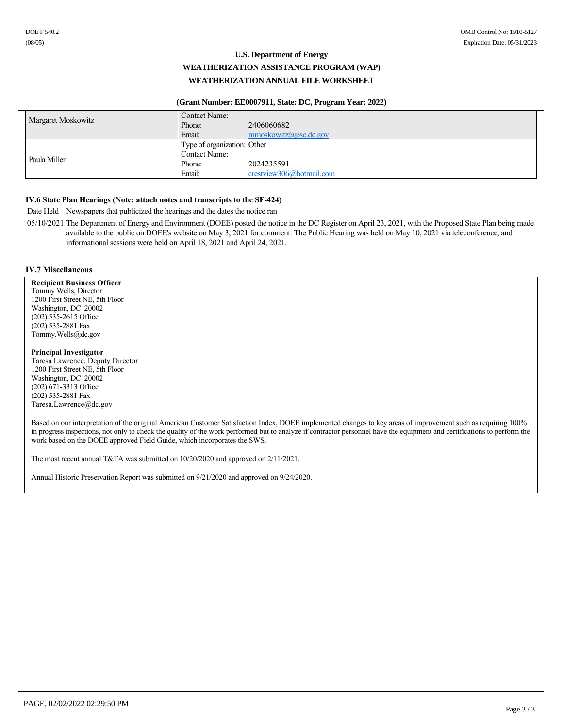U.S. Department of Energy

**WEATHERIZATION ASSISTANCE PROGRAM (WAP)**

**WEATHERIZATION ANNUAL FILE WORKSHEET**

**(Grant Number: EE0007911, State: DC, Program Year: 2022)**

| | | |
|---|---|---|
| Margaret Moskowitz | Contact Name: | |
| | Phone: | 2406060682 |
| | Email: | mmoskowitz@psc.dc.gov |
| Paula Miller | Type of organization: Other | |
| | Contact Name: | |
| | Phone: | 2024235591 |
| | Email: | crestview306@hotmail.com |

### IV.6 State Plan Hearings (Note: attach notes and transcripts to the SF-424)

| Date Held | Newspapers that publicized the hearings and the dates the notice ran |
|---|---|
| 05/10/2021 | The Department of Energy and Environment (DOEE) posted the notice in the DC Register on April 23, 2021, with the Proposed State Plan being made available to the public on DOEE's website on May 3, 2021 for comment. The Public Hearing was held on May 10, 2021 via teleconference, and informational sessions were held on April 18, 2021 and April 24, 2021. |

### IV.7 Miscellaneous

**Recipient Business Officer**
Tommy Wells, Director
1200 First Street NE, 5th Floor
Washington, DC 20002
(202) 535-2615 Office
(202) 535-2881 Fax
Tommy.Wells@dc.gov

**Principal Investigator**
Taresa Lawrence, Deputy Director
1200 First Street NE, 5th Floor
Washington, DC 20002
(202) 671-3313 Office
(202) 535-2881 Fax
Taresa.Lawrence@dc.gov

Based on our interpretation of the original American Customer Satisfaction Index, DOEE implemented changes to key areas of improvement such as requiring 100% in progress inspections, not only to check the quality of the work performed but to analyze if contractor personnel have the equipment and certifications to perform the work based on the DOEE approved Field Guide, which incorporates the SWS.

The most recent annual T&TA was submitted on 10/20/2020 and approved on 2/11/2021.

Annual Historic Preservation Report was submitted on 9/21/2020 and approved on 9/24/2020.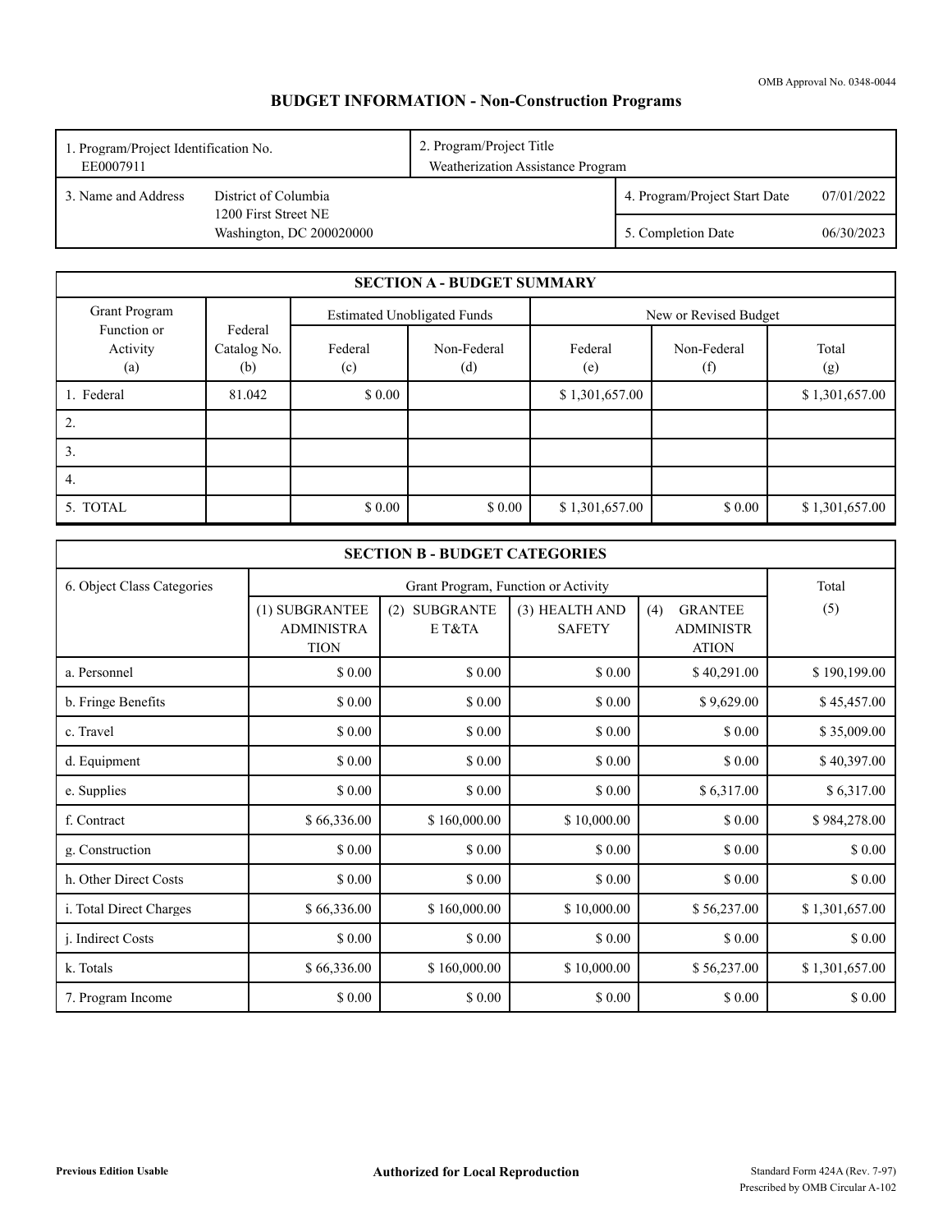OMB Approval No. 0348-0044

# BUDGET INFORMATION - Non-Construction Programs

| 1. Program/Project Identification No. EE0007911 | 2. Program/Project Title Weatherization Assistance Program | |
|---|---|---|
| 3. Name and Address: District of Columbia, 1200 First Street NE, Washington, DC 200020000 | 4. Program/Project Start Date | 07/01/2022 |
| | 5. Completion Date | 06/30/2023 |

| SECTION A - BUDGET SUMMARY | | | | | | |
|---|---|---|---|---|---|---|
| Grant Program Function or Activity (a) | Federal Catalog No. (b) | Estimated Unobligated Funds | | New or Revised Budget | | |
| | | Federal (c) | Non-Federal (d) | Federal (e) | Non-Federal (f) | Total (g) |
| 1. Federal | 81.042 | $ 0.00 | | $ 1,301,657.00 | | $ 1,301,657.00 |
| 2. | | | | | | |
| 3. | | | | | | |
| 4. | | | | | | |
| 5. TOTAL | | $ 0.00 | $ 0.00 | $ 1,301,657.00 | $ 0.00 | $ 1,301,657.00 |

| SECTION B - BUDGET CATEGORIES | | | | | |
|---|---|---|---|---|---|
| 6. Object Class Categories | Grant Program, Function or Activity | | | | Total |
| | (1) SUBGRANTEE ADMINISTRATION | (2) SUBGRANTEE T&TA | (3) HEALTH AND SAFETY | (4) GRANTEE ADMINISTRATION | (5) |
| a. Personnel | $ 0.00 | $ 0.00 | $ 0.00 | $ 40,291.00 | $ 190,199.00 |
| b. Fringe Benefits | $ 0.00 | $ 0.00 | $ 0.00 | $ 9,629.00 | $ 45,457.00 |
| c. Travel | $ 0.00 | $ 0.00 | $ 0.00 | $ 0.00 | $ 35,009.00 |
| d. Equipment | $ 0.00 | $ 0.00 | $ 0.00 | $ 0.00 | $ 40,397.00 |
| e. Supplies | $ 0.00 | $ 0.00 | $ 0.00 | $ 6,317.00 | $ 6,317.00 |
| f. Contract | $ 66,336.00 | $ 160,000.00 | $ 10,000.00 | $ 0.00 | $ 984,278.00 |
| g. Construction | $ 0.00 | $ 0.00 | $ 0.00 | $ 0.00 | $ 0.00 |
| h. Other Direct Costs | $ 0.00 | $ 0.00 | $ 0.00 | $ 0.00 | $ 0.00 |
| i. Total Direct Charges | $ 66,336.00 | $ 160,000.00 | $ 10,000.00 | $ 56,237.00 | $ 1,301,657.00 |
| j. Indirect Costs | $ 0.00 | $ 0.00 | $ 0.00 | $ 0.00 | $ 0.00 |
| k. Totals | $ 66,336.00 | $ 160,000.00 | $ 10,000.00 | $ 56,237.00 | $ 1,301,657.00 |
| 7. Program Income | $ 0.00 | $ 0.00 | $ 0.00 | $ 0.00 | $ 0.00 |

**Previous Edition Usable** **Authorized for Local Reproduction** Standard Form 424A (Rev. 7-97) Prescribed by OMB Circular A-102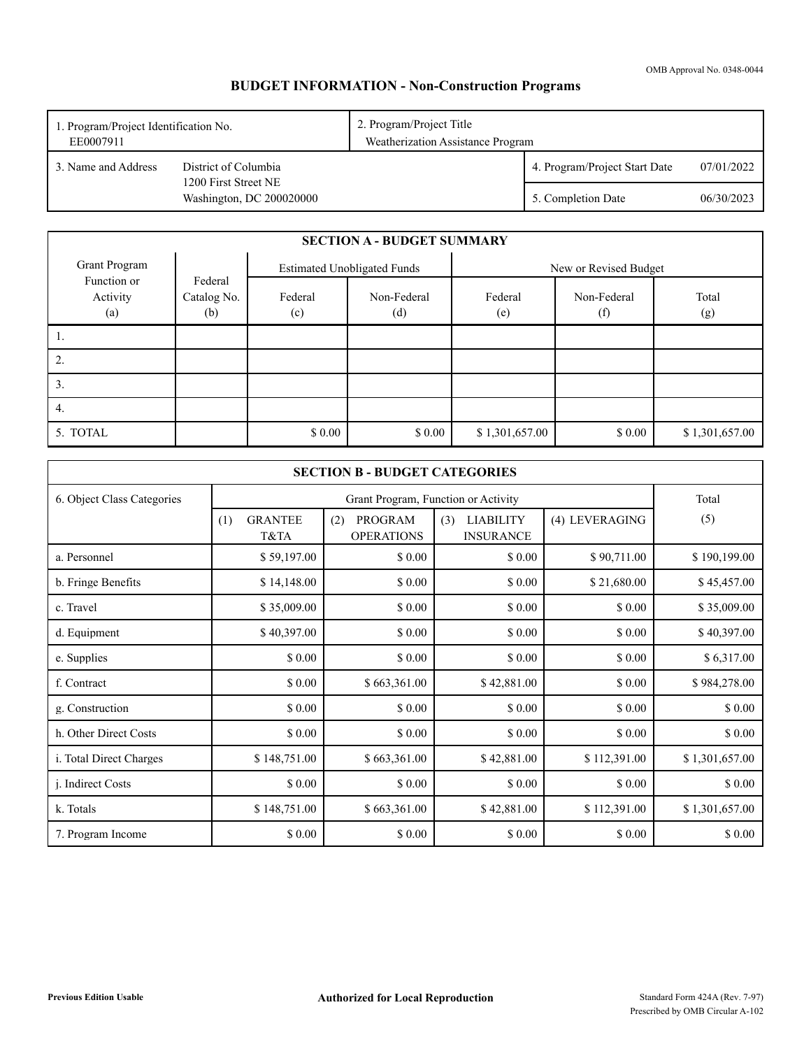OMB Approval No. 0348-0044

# BUDGET INFORMATION - Non-Construction Programs

| 1. Program/Project Identification No. EE0007911 | 2. Program/Project Title Weatherization Assistance Program | |
|---|---|---|
| 3. Name and Address: District of Columbia, 1200 First Street NE, Washington, DC 200020000 | 4. Program/Project Start Date | 07/01/2022 |
| | 5. Completion Date | 06/30/2023 |

## SECTION A - BUDGET SUMMARY

| Grant Program Function or Activity (a) | Federal Catalog No. (b) | Estimated Unobligated Funds | | New or Revised Budget | | |
|---|---|---|---|---|---|---|
| | | Federal (c) | Non-Federal (d) | Federal (e) | Non-Federal (f) | Total (g) |
| 1. | | | | | | |
| 2. | | | | | | |
| 3. | | | | | | |
| 4. | | | | | | |
| 5. TOTAL | | $ 0.00 | $ 0.00 | $ 1,301,657.00 | $ 0.00 | $ 1,301,657.00 |

## SECTION B - BUDGET CATEGORIES

| 6. Object Class Categories | Grant Program, Function or Activity | | | | Total |
|---|---|---|---|---|---|
| | (1) GRANTEE T&TA | (2) PROGRAM OPERATIONS | (3) LIABILITY INSURANCE | (4) LEVERAGING | (5) |
| a. Personnel | $ 59,197.00 | $ 0.00 | $ 0.00 | $ 90,711.00 | $ 190,199.00 |
| b. Fringe Benefits | $ 14,148.00 | $ 0.00 | $ 0.00 | $ 21,680.00 | $ 45,457.00 |
| c. Travel | $ 35,009.00 | $ 0.00 | $ 0.00 | $ 0.00 | $ 35,009.00 |
| d. Equipment | $ 40,397.00 | $ 0.00 | $ 0.00 | $ 0.00 | $ 40,397.00 |
| e. Supplies | $ 0.00 | $ 0.00 | $ 0.00 | $ 0.00 | $ 6,317.00 |
| f. Contract | $ 0.00 | $ 663,361.00 | $ 42,881.00 | $ 0.00 | $ 984,278.00 |
| g. Construction | $ 0.00 | $ 0.00 | $ 0.00 | $ 0.00 | $ 0.00 |
| h. Other Direct Costs | $ 0.00 | $ 0.00 | $ 0.00 | $ 0.00 | $ 0.00 |
| i. Total Direct Charges | $ 148,751.00 | $ 663,361.00 | $ 42,881.00 | $ 112,391.00 | $ 1,301,657.00 |
| j. Indirect Costs | $ 0.00 | $ 0.00 | $ 0.00 | $ 0.00 | $ 0.00 |
| k. Totals | $ 148,751.00 | $ 663,361.00 | $ 42,881.00 | $ 112,391.00 | $ 1,301,657.00 |
| 7. Program Income | $ 0.00 | $ 0.00 | $ 0.00 | $ 0.00 | $ 0.00 |

Previous Edition Usable

**Authorized for Local Reproduction**

Standard Form 424A (Rev. 7-97)
Prescribed by OMB Circular A-102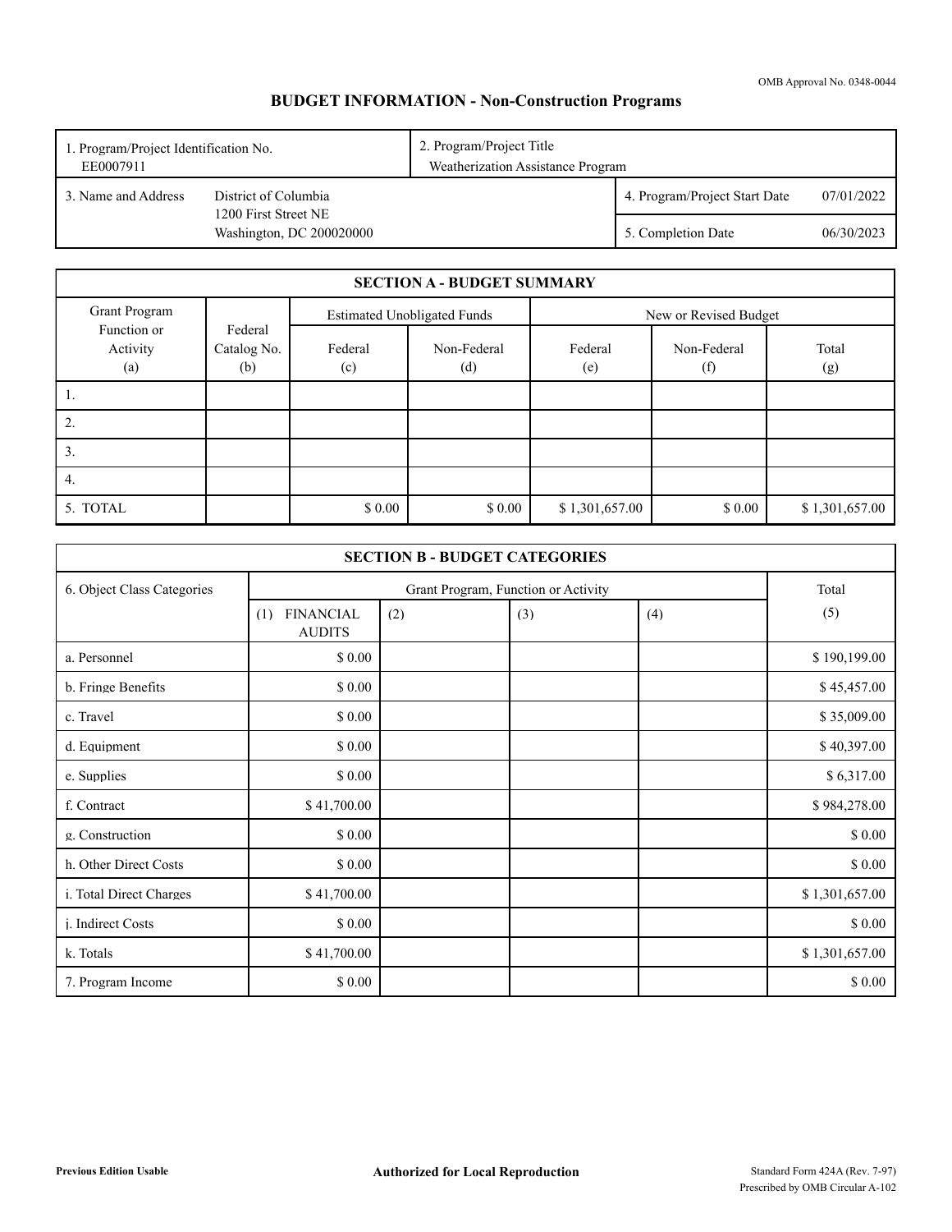OMB Approval No. 0348-0044

# BUDGET INFORMATION - Non-Construction Programs

| | | | |
|---|---|---|---|
| 1. Program/Project Identification No. EE0007911 | | 2. Program/Project Title Weatherization Assistance Program | |
| 3. Name and Address | District of Columbia 1200 First Street NE Washington, DC 200020000 | 4. Program/Project Start Date | 07/01/2022 |
| | | 5. Completion Date | 06/30/2023 |

## SECTION A - BUDGET SUMMARY

| Grant Program Function or Activity (a) | Federal Catalog No. (b) | Estimated Unobligated Funds | | New or Revised Budget | | |
|---|---|---|---|---|---|---|
| | | Federal (c) | Non-Federal (d) | Federal (e) | Non-Federal (f) | Total (g) |
| 1. | | | | | | |
| 2. | | | | | | |
| 3. | | | | | | |
| 4. | | | | | | |
| 5. TOTAL | | $ 0.00 | $ 0.00 | $ 1,301,657.00 | $ 0.00 | $ 1,301,657.00 |

## SECTION B - BUDGET CATEGORIES

| 6. Object Class Categories | Grant Program, Function or Activity | | | | Total |
|---|---|---|---|---|---|
| | (1) FINANCIAL AUDITS | (2) | (3) | (4) | (5) |
| a. Personnel | $ 0.00 | | | | $ 190,199.00 |
| b. Fringe Benefits | $ 0.00 | | | | $ 45,457.00 |
| c. Travel | $ 0.00 | | | | $ 35,009.00 |
| d. Equipment | $ 0.00 | | | | $ 40,397.00 |
| e. Supplies | $ 0.00 | | | | $ 6,317.00 |
| f. Contract | $ 41,700.00 | | | | $ 984,278.00 |
| g. Construction | $ 0.00 | | | | $ 0.00 |
| h. Other Direct Costs | $ 0.00 | | | | $ 0.00 |
| i. Total Direct Charges | $ 41,700.00 | | | | $ 1,301,657.00 |
| j. Indirect Costs | $ 0.00 | | | | $ 0.00 |
| k. Totals | $ 41,700.00 | | | | $ 1,301,657.00 |
| 7. Program Income | $ 0.00 | | | | $ 0.00 |

**Previous Edition Usable** **Authorized for Local Reproduction** Standard Form 424A (Rev. 7-97) Prescribed by OMB Circular A-102